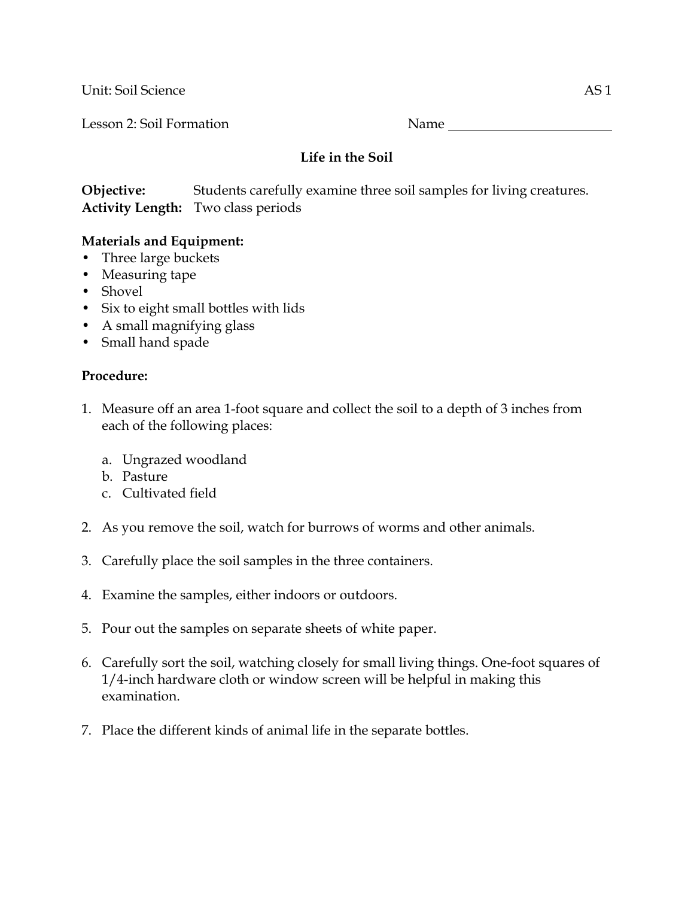Unit: Soil Science AS 1

Lesson 2: Soil Formation Name ________________________

## Life in the Soil

**Objective:** Students carefully examine three soil samples for living creatures.
**Activity Length:** Two class periods

**Materials and Equipment:**

- Three large buckets
- Measuring tape
- Shovel
- Six to eight small bottles with lids
- A small magnifying glass
- Small hand spade

**Procedure:**

1. Measure off an area 1-foot square and collect the soil to a depth of 3 inches from each of the following places:

    a. Ungrazed woodland
    b. Pasture
    c. Cultivated field

2. As you remove the soil, watch for burrows of worms and other animals.

3. Carefully place the soil samples in the three containers.

4. Examine the samples, either indoors or outdoors.

5. Pour out the samples on separate sheets of white paper.

6. Carefully sort the soil, watching closely for small living things. One-foot squares of 1/4-inch hardware cloth or window screen will be helpful in making this examination.

7. Place the different kinds of animal life in the separate bottles.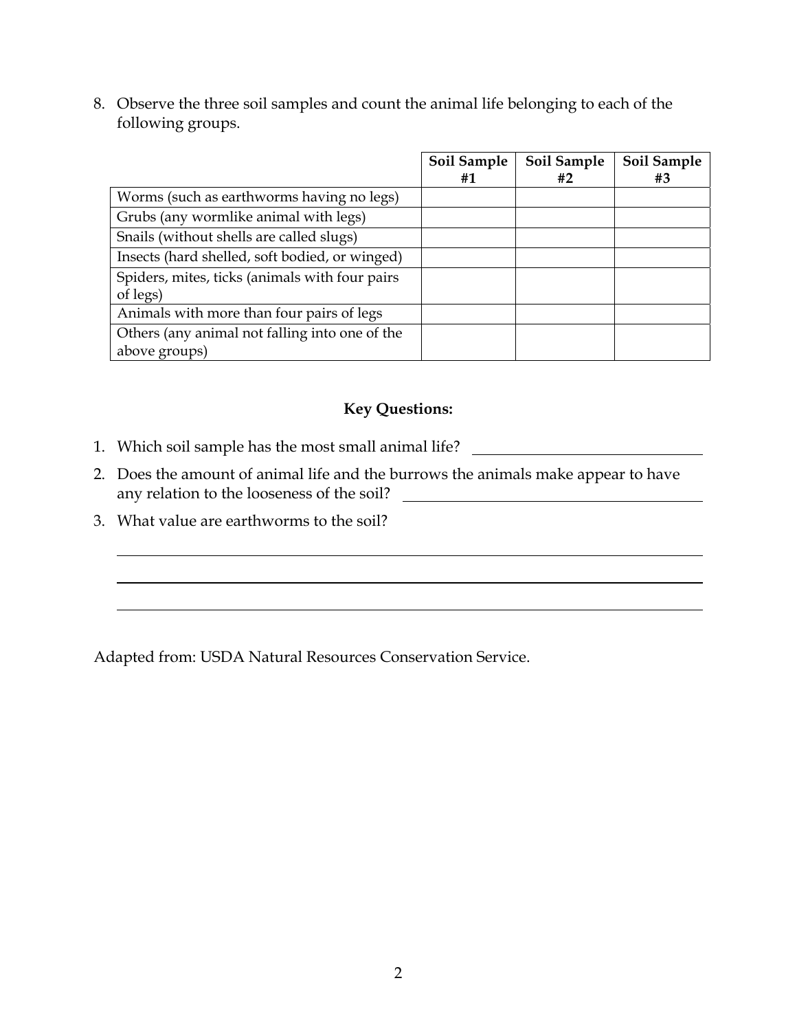8. Observe the three soil samples and count the animal life belonging to each of the following groups.

| | Soil Sample #1 | Soil Sample #2 | Soil Sample #3 |
|---|---|---|---|
| Worms (such as earthworms having no legs) | | | |
| Grubs (any wormlike animal with legs) | | | |
| Snails (without shells are called slugs) | | | |
| Insects (hard shelled, soft bodied, or winged) | | | |
| Spiders, mites, ticks (animals with four pairs of legs) | | | |
| Animals with more than four pairs of legs | | | |
| Others (any animal not falling into one of the above groups) | | | |

**Key Questions:**

1. Which soil sample has the most small animal life? ______________________________
2. Does the amount of animal life and the burrows the animals make appear to have any relation to the looseness of the soil? ______________________________
3. What value are earthworms to the soil?

______________________________________________________________________

______________________________________________________________________

______________________________________________________________________

Adapted from: USDA Natural Resources Conservation Service.